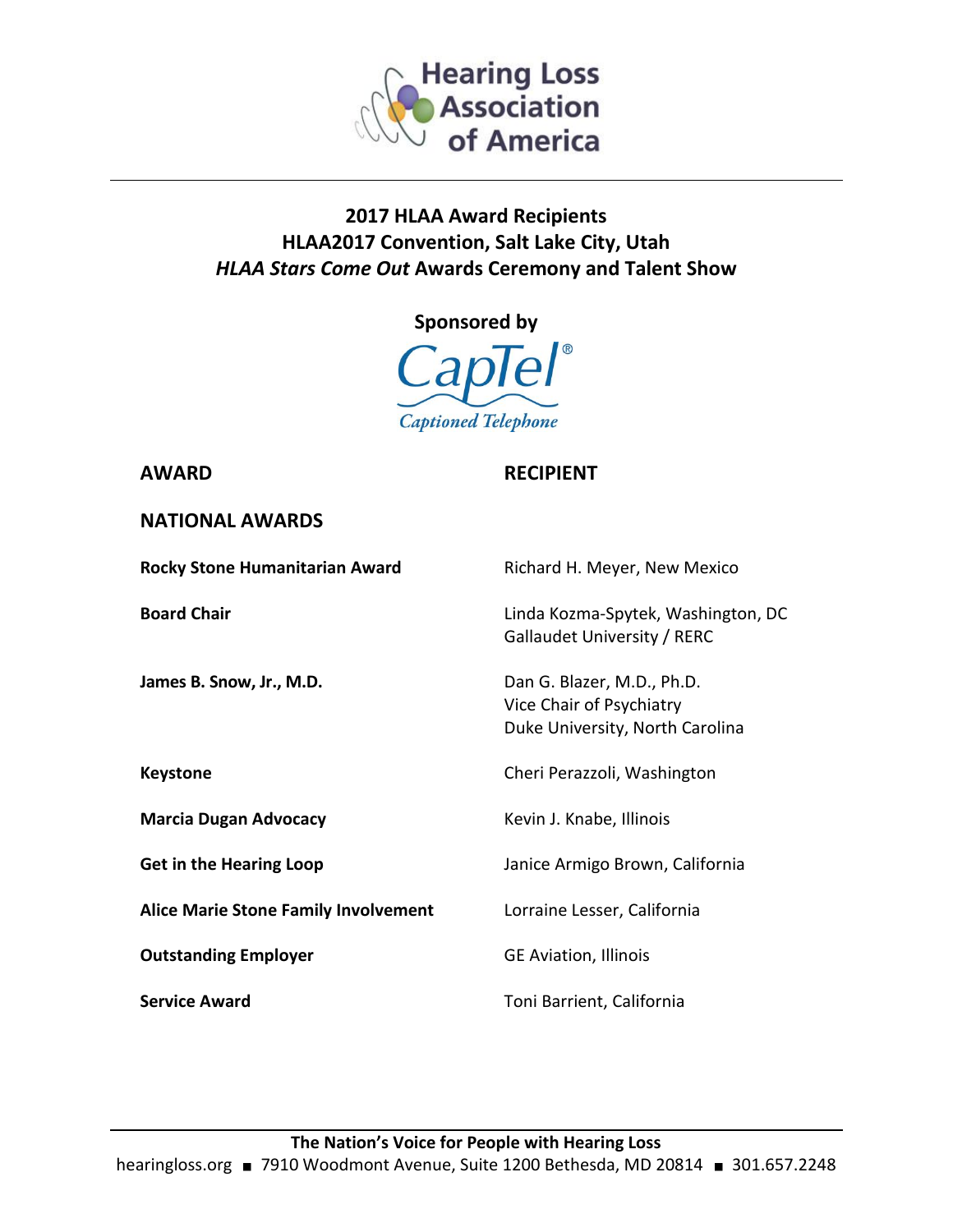Hearing Loss Association of America

# 2017 HLAA Award Recipients
## HLAA2017 Convention, Salt Lake City, Utah
## *HLAA Stars Come Out* Awards Ceremony and Talent Show

**Sponsored by**

CapTel® Captioned Telephone

| AWARD | RECIPIENT |
|---|---|
| **NATIONAL AWARDS** | |
| **Rocky Stone Humanitarian Award** | Richard H. Meyer, New Mexico |
| **Board Chair** | Linda Kozma-Spytek, Washington, DC<br>Gallaudet University / RERC |
| **James B. Snow, Jr., M.D.** | Dan G. Blazer, M.D., Ph.D.<br>Vice Chair of Psychiatry<br>Duke University, North Carolina |
| **Keystone** | Cheri Perazzoli, Washington |
| **Marcia Dugan Advocacy** | Kevin J. Knabe, Illinois |
| **Get in the Hearing Loop** | Janice Armigo Brown, California |
| **Alice Marie Stone Family Involvement** | Lorraine Lesser, California |
| **Outstanding Employer** | GE Aviation, Illinois |
| **Service Award** | Toni Barrient, California |

**The Nation's Voice for People with Hearing Loss**

hearingloss.org ■ 7910 Woodmont Avenue, Suite 1200 Bethesda, MD 20814 ■ 301.657.2248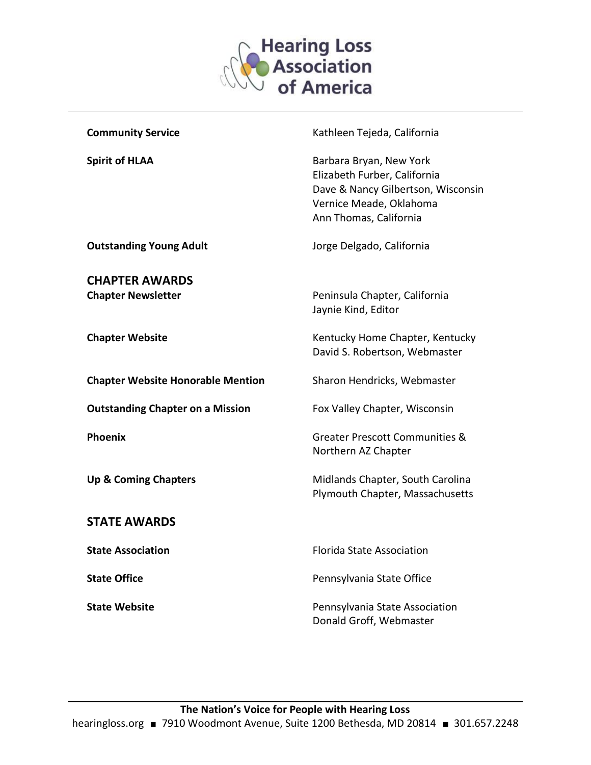| | |
|---|---|
| **Community Service** | Kathleen Tejeda, California |
| **Spirit of HLAA** | Barbara Bryan, New York<br>Elizabeth Furber, California<br>Dave & Nancy Gilbertson, Wisconsin<br>Vernice Meade, Oklahoma<br>Ann Thomas, California |
| **Outstanding Young Adult** | Jorge Delgado, California |

## CHAPTER AWARDS

| | |
|---|---|
| **Chapter Newsletter** | Peninsula Chapter, California<br>Jaynie Kind, Editor |
| **Chapter Website** | Kentucky Home Chapter, Kentucky<br>David S. Robertson, Webmaster |
| **Chapter Website Honorable Mention** | Sharon Hendricks, Webmaster |
| **Outstanding Chapter on a Mission** | Fox Valley Chapter, Wisconsin |
| **Phoenix** | Greater Prescott Communities & Northern AZ Chapter |
| **Up & Coming Chapters** | Midlands Chapter, South Carolina<br>Plymouth Chapter, Massachusetts |

## STATE AWARDS

| | |
|---|---|
| **State Association** | Florida State Association |
| **State Office** | Pennsylvania State Office |
| **State Website** | Pennsylvania State Association<br>Donald Groff, Webmaster |